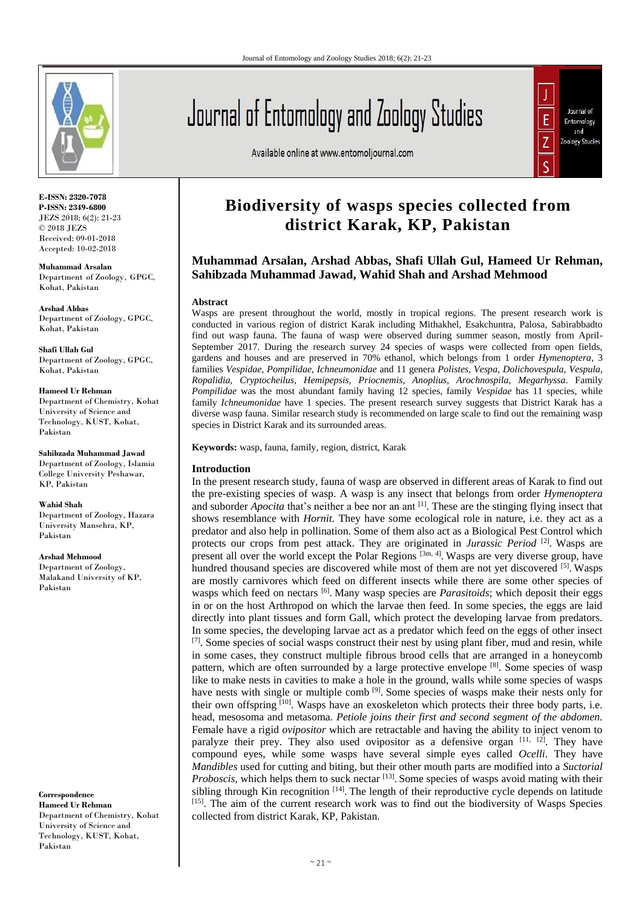# Biodiversity of wasps species collected from district Karak, KP, Pakistan

**Muhammad Arsalan, Arshad Abbas, Shafi Ullah Gul, Hameed Ur Rehman, Sahibzada Muhammad Jawad, Wahid Shah and Arshad Mehmood**

**E-ISSN: 2320-7078**
**P-ISSN: 2349-6800**
JEZS 2018; 6(2): 21-23
© 2018 JEZS
Received: 09-01-2018
Accepted: 10-02-2018

**Muhammad Arsalan**
Department of Zoology, GPGC, Kohat, Pakistan

**Arshad Abbas**
Department of Zoology, GPGC, Kohat, Pakistan

**Shafi Ullah Gul**
Department of Zoology, GPGC, Kohat, Pakistan

**Hameed Ur Rehman**
Department of Chemistry, Kohat University of Science and Technology, KUST, Kohat, Pakistan

**Sahibzada Muhammad Jawad**
Department of Zoology, Islamia College University Peshawar, KP, Pakistan

**Wahid Shah**
Department of Zoology, Hazara University Mansehra, KP, Pakistan

**Arshad Mehmood**
Department of Zoology, Malakand University of KP, Pakistan

**Correspondence**
**Hameed Ur Rehman**
Department of Chemistry, Kohat University of Science and Technology, KUST, Kohat, Pakistan

### Abstract

Wasps are present throughout the world, mostly in tropical regions. The present research work is conducted in various region of district Karak including Mithakhel, Esakchuntra, Palosa, Sabirabbadto find out wasp fauna. The fauna of wasp were observed during summer season, mostly from April-September 2017. During the research survey 24 species of wasps were collected from open fields, gardens and houses and are preserved in 70% ethanol, which belongs from 1 order *Hymenoptera*, 3 families *Vespidae*, *Pompilidae*, *Ichneumonidae* and 11 genera *Polistes*, *Vespa*, *Dolichovespula*, *Vespula*, *Ropalidia*, *Cryptocheilus*, *Hemipepsis*, *Priocnemis*, *Anoplius*, *Arochnospila*, *Megarhyssa*. Family *Pompilidae* was the most abundant family having 12 species, family *Vespidae* has 11 species, while family *Ichneumonidae* have 1 species. The present research survey suggests that District Karak has a diverse wasp fauna. Similar research study is recommended on large scale to find out the remaining wasp species in District Karak and its surrounded areas.

**Keywords:** wasp, fauna, family, region, district, Karak

### Introduction

In the present research study, fauna of wasp are observed in different areas of Karak to find out the pre-existing species of wasp. A wasp is any insect that belongs from order *Hymenoptera* and suborder *Apocita* that's neither a bee nor an ant [1]. These are the stinging flying insect that shows resemblance with *Hornit.* They have some ecological role in nature, i.e. they act as a predator and also help in pollination. Some of them also act as a Biological Pest Control which protects our crops from pest attack. They are originated in *Jurassic Period* [2]. Wasps are present all over the world except the Polar Regions [3m, 4]. Wasps are very diverse group, have hundred thousand species are discovered while most of them are not yet discovered [5]. Wasps are mostly carnivores which feed on different insects while there are some other species of wasps which feed on nectars [6]. Many wasp species are *Parasitoids*; which deposit their eggs in or on the host Arthropod on which the larvae then feed. In some species, the eggs are laid directly into plant tissues and form Gall, which protect the developing larvae from predators. In some species, the developing larvae act as a predator which feed on the eggs of other insect [7]. Some species of social wasps construct their nest by using plant fiber, mud and resin, while in some cases, they construct multiple fibrous brood cells that are arranged in a honeycomb pattern, which are often surrounded by a large protective envelope [8]. Some species of wasp like to make nests in cavities to make a hole in the ground, walls while some species of wasps have nests with single or multiple comb [9]. Some species of wasps make their nests only for their own offspring [10]. Wasps have an exoskeleton which protects their three body parts, i.e. head, mesosoma and metasoma. *Petiole joins their first and second segment of the abdomen.* Female have a rigid *ovipositor* which are retractable and having the ability to inject venom to paralyze their prey. They also used ovipositor as a defensive organ [11, 12]. They have compound eyes, while some wasps have several simple eyes called *Ocelli.* They have *Mandibles* used for cutting and biting, but their other mouth parts are modified into a *Suctorial Proboscis,* which helps them to suck nectar [13]. Some species of wasps avoid mating with their sibling through Kin recognition [14]. The length of their reproductive cycle depends on latitude [15]. The aim of the current research work was to find out the biodiversity of Wasps Species collected from district Karak, KP, Pakistan.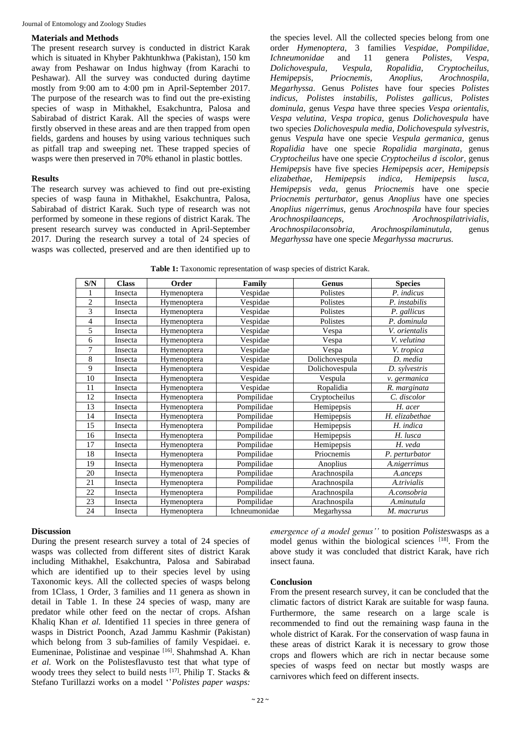## Materials and Methods

The present research survey is conducted in district Karak which is situated in Khyber Pakhtunkhwa (Pakistan), 150 km away from Peshawar on Indus highway (from Karachi to Peshawar). All the survey was conducted during daytime mostly from 9:00 am to 4:00 pm in April-September 2017. The purpose of the research was to find out the pre-existing species of wasp in Mithakhel, Esakchuntra, Palosa and Sabirabad of district Karak. All the species of wasps were firstly observed in these areas and are then trapped from open fields, gardens and houses by using various techniques such as pitfall trap and sweeping net. These trapped species of wasps were then preserved in 70% ethanol in plastic bottles.

## Results

The research survey was achieved to find out pre-existing species of wasp fauna in Mithakhel, Esakchuntra, Palosa, Sabirabad of district Karak. Such type of research was not performed by someone in these regions of district Karak. The present research survey was conducted in April-September 2017. During the research survey a total of 24 species of wasps was collected, preserved and are then identified up to the species level. All the collected species belong from one order *Hymenoptera,* 3 families *Vespidae, Pompilidae, Ichneumonidae* and 11 genera *Polistes, Vespa, Dolichovespula, Vespula, Ropalidia, Cryptocheilus, Hemipepsis, Priocnemis, Anoplius, Arochnospila, Megarhyssa*. Genus *Polistes* have four species *Polistes indicus, Polistes instabilis, Polistes gallicus, Polistes dominula,* genus *Vespa* have three species *Vespa orientalis, Vespa velutina, Vespa tropica,* genus *Dolichovespula* have two species *Dolichovespula media, Dolichovespula sylvestris,* genus *Vespula* have one specie *Vespula germanica,* genus *Ropalidia* have one specie *Ropalidia marginata,* genus *Cryptocheilus* have one specie *Cryptocheilus d iscolor,* genus *Hemipepsis* have five species *Hemipepsis acer, Hemipepsis elizabethae, Hemipepsis indica, Hemipepsis lusca, Hemipepsis veda,* genus *Priocnemis* have one specie *Priocnemis perturbator,* genus *Anoplius* have one species *Anoplius nigerrimus,* genus *Arochnospila* have four species *Arochnospilaanceps, Arochnospilatrivialis, Arochnospilaconsobria, Arochnospilaminutula,* genus *Megarhyssa* have one specie *Megarhyssa macrurus.*

**Table 1:** Taxonomic representation of wasp species of district Karak.

| S/N | Class | Order | Family | Genus | Species |
|---|---|---|---|---|---|
| 1 | Insecta | Hymenoptera | Vespidae | Polistes | *P. indicus* |
| 2 | Insecta | Hymenoptera | Vespidae | Polistes | *P. instabilis* |
| 3 | Insecta | Hymenoptera | Vespidae | Polistes | *P. gallicus* |
| 4 | Insecta | Hymenoptera | Vespidae | Polistes | *P. dominula* |
| 5 | Insecta | Hymenoptera | Vespidae | Vespa | *V. orientalis* |
| 6 | Insecta | Hymenoptera | Vespidae | Vespa | *V. velutina* |
| 7 | Insecta | Hymenoptera | Vespidae | Vespa | *V. tropica* |
| 8 | Insecta | Hymenoptera | Vespidae | Dolichovespula | *D. media* |
| 9 | Insecta | Hymenoptera | Vespidae | Dolichovespula | *D. sylvestris* |
| 10 | Insecta | Hymenoptera | Vespidae | Vespula | *v. germanica* |
| 11 | Insecta | Hymenoptera | Vespidae | Ropalidia | *R. marginata* |
| 12 | Insecta | Hymenoptera | Pompilidae | Cryptocheilus | *C. discolor* |
| 13 | Insecta | Hymenoptera | Pompilidae | Hemipepsis | *H. acer* |
| 14 | Insecta | Hymenoptera | Pompilidae | Hemipepsis | *H. elizabethae* |
| 15 | Insecta | Hymenoptera | Pompilidae | Hemipepsis | *H. indica* |
| 16 | Insecta | Hymenoptera | Pompilidae | Hemipepsis | *H. lusca* |
| 17 | Insecta | Hymenoptera | Pompilidae | Hemipepsis | *H. veda* |
| 18 | Insecta | Hymenoptera | Pompilidae | Priocnemis | *P. perturbator* |
| 19 | Insecta | Hymenoptera | Pompilidae | Anoplius | *A.nigerrimus* |
| 20 | Insecta | Hymenoptera | Pompilidae | Arachnospila | *A.anceps* |
| 21 | Insecta | Hymenoptera | Pompilidae | Arachnospila | *A.trivialis* |
| 22 | Insecta | Hymenoptera | Pompilidae | Arachnospila | *A.consobria* |
| 23 | Insecta | Hymenoptera | Pompilidae | Arachnospila | *A.minutula* |
| 24 | Insecta | Hymenoptera | Ichneumonidae | Megarhyssa | *M. macrurus* |

## Discussion

During the present research survey a total of 24 species of wasps was collected from different sites of district Karak including Mithakhel, Esakchuntra, Palosa and Sabirabad which are identified up to their species level by using Taxonomic keys. All the collected species of wasps belong from 1Class, 1 Order, 3 families and 11 genera as shown in detail in Table 1. In these 24 species of wasp, many are predator while other feed on the nectar of crops. Afshan Khaliq Khan *et al.* Identified 11 species in three genera of wasps in District Poonch, Azad Jammu Kashmir (Pakistan) which belong from 3 sub-families of family Vespidaei. e. Eumeninae, Polistinae and vespinae [16]. Shahmshad A. Khan *et al.* Work on the Polistesflavusto test that what type of woody trees they select to build nests [17]. Philip T. Stacks & Stefano Turillazzi works on a model ''*Polistes paper wasps: emergence of a model genus''* to position *Polistes*wasps as a model genus within the biological sciences [18]. From the above study it was concluded that district Karak, have rich insect fauna.

## Conclusion

From the present research survey, it can be concluded that the climatic factors of district Karak are suitable for wasp fauna. Furthermore, the same research on a large scale is recommended to find out the remaining wasp fauna in the whole district of Karak. For the conservation of wasp fauna in these areas of district Karak it is necessary to grow those crops and flowers which are rich in nectar because some species of wasps feed on nectar but mostly wasps are carnivores which feed on different insects.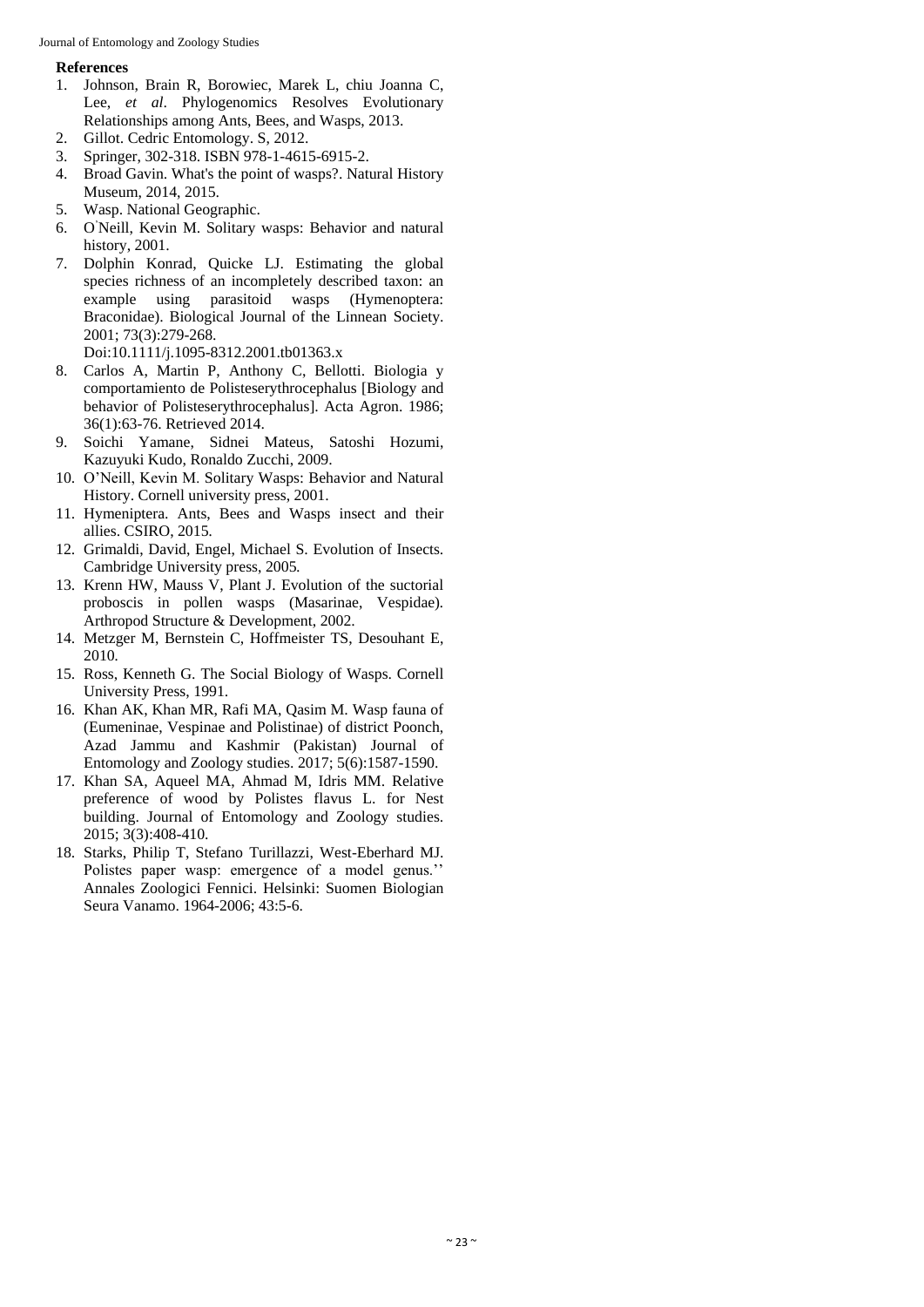**References**

1. Johnson, Brain R, Borowiec, Marek L, chiu Joanna C, Lee, *et al*. Phylogenomics Resolves Evolutionary Relationships among Ants, Bees, and Wasps, 2013.
2. Gillot. Cedric Entomology. S, 2012.
3. Springer, 302-318. ISBN 978-1-4615-6915-2.
4. Broad Gavin. What's the point of wasps?. Natural History Museum, 2014, 2015.
5. Wasp. National Geographic.
6. O`Neill, Kevin M. Solitary wasps: Behavior and natural history, 2001.
7. Dolphin Konrad, Quicke LJ. Estimating the global species richness of an incompletely described taxon: an example using parasitoid wasps (Hymenoptera: Braconidae). Biological Journal of the Linnean Society. 2001; 73(3):279-268. Doi:10.1111/j.1095-8312.2001.tb01363.x
8. Carlos A, Martin P, Anthony C, Bellotti. Biologia y comportamiento de Polisteserythrocephalus [Biology and behavior of Polisteserythrocephalus]. Acta Agron. 1986; 36(1):63-76. Retrieved 2014.
9. Soichi Yamane, Sidnei Mateus, Satoshi Hozumi, Kazuyuki Kudo, Ronaldo Zucchi, 2009.
10. O'Neill, Kevin M. Solitary Wasps: Behavior and Natural History. Cornell university press, 2001.
11. Hymeniptera. Ants, Bees and Wasps insect and their allies. CSIRO, 2015.
12. Grimaldi, David, Engel, Michael S. Evolution of Insects. Cambridge University press, 2005.
13. Krenn HW, Mauss V, Plant J. Evolution of the suctorial proboscis in pollen wasps (Masarinae, Vespidae). Arthropod Structure & Development, 2002.
14. Metzger M, Bernstein C, Hoffmeister TS, Desouhant E, 2010.
15. Ross, Kenneth G. The Social Biology of Wasps. Cornell University Press, 1991.
16. Khan AK, Khan MR, Rafi MA, Qasim M. Wasp fauna of (Eumeninae, Vespinae and Polistinae) of district Poonch, Azad Jammu and Kashmir (Pakistan) Journal of Entomology and Zoology studies. 2017; 5(6):1587-1590.
17. Khan SA, Aqueel MA, Ahmad M, Idris MM. Relative preference of wood by Polistes flavus L. for Nest building. Journal of Entomology and Zoology studies. 2015; 3(3):408-410.
18. Starks, Philip T, Stefano Turillazzi, West-Eberhard MJ. Polistes paper wasp: emergence of a model genus.'' Annales Zoologici Fennici. Helsinki: Suomen Biologian Seura Vanamo. 1964-2006; 43:5-6.